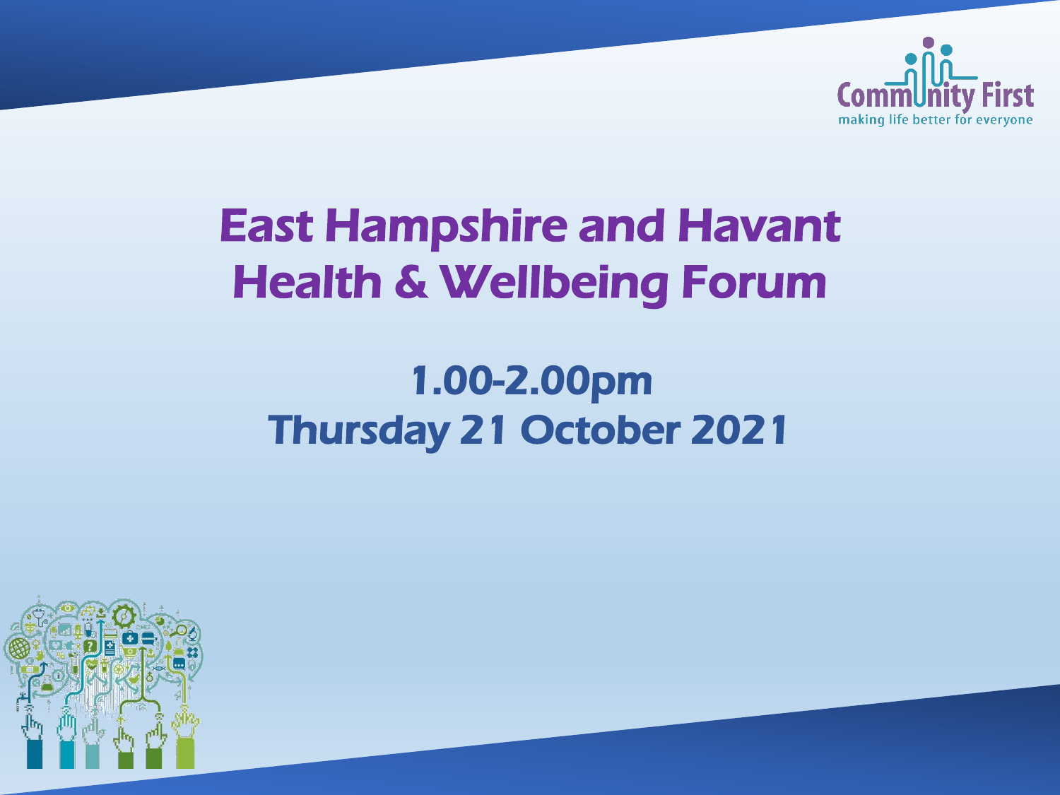Community First
making life better for everyone

# East Hampshire and Havant Health & Wellbeing Forum

## 1.00-2.00pm
## Thursday 21 October 2021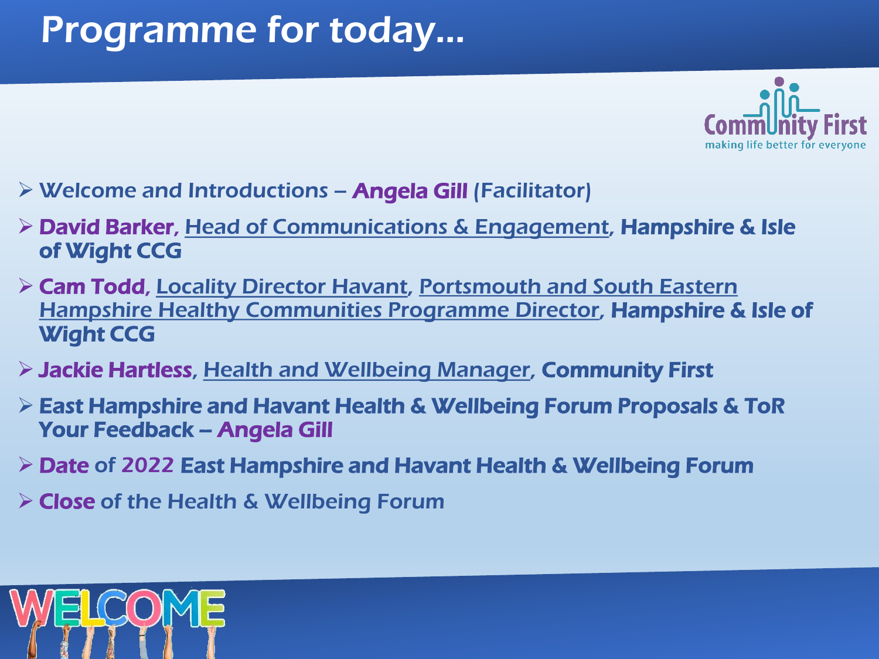# Programme for today…

- Welcome and Introductions – **Angela Gill** (Facilitator)
- **David Barker**, Head of Communications & Engagement, **Hampshire & Isle of Wight CCG**
- **Cam Todd**, Locality Director Havant, Portsmouth and South Eastern Hampshire Healthy Communities Programme Director, **Hampshire & Isle of Wight CCG**
- **Jackie Hartless**, Health and Wellbeing Manager, **Community First**
- **East Hampshire and Havant Health & Wellbeing Forum Proposals & ToR Your Feedback – Angela Gill**
- **Date** of 2022 **East Hampshire and Havant Health & Wellbeing Forum**
- **Close** of the Health & Wellbeing Forum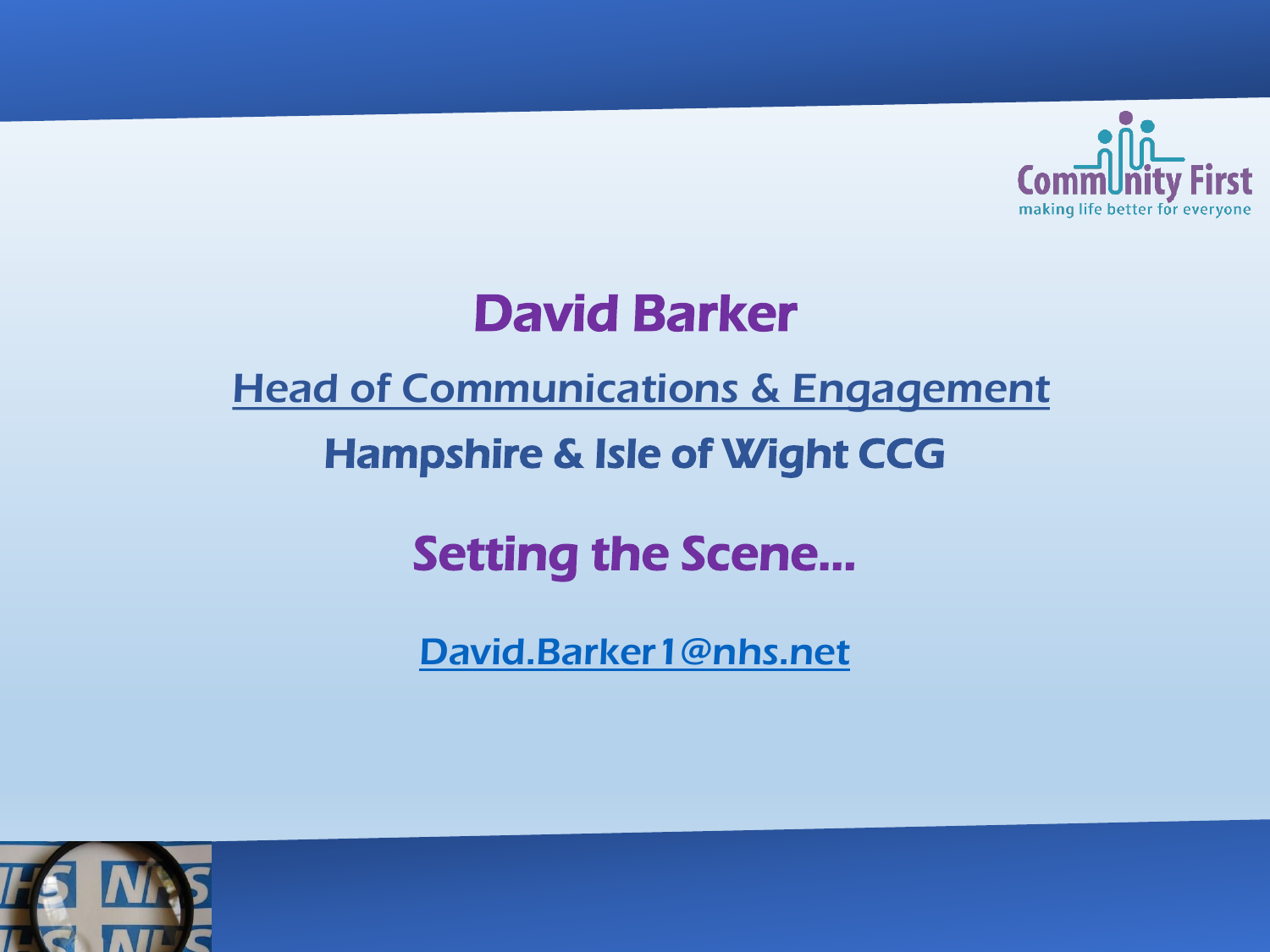Community First
making life better for everyone

# David Barker

Head of Communications & Engagement

**Hampshire & Isle of Wight CCG**

## Setting the Scene...

David.Barker1@nhs.net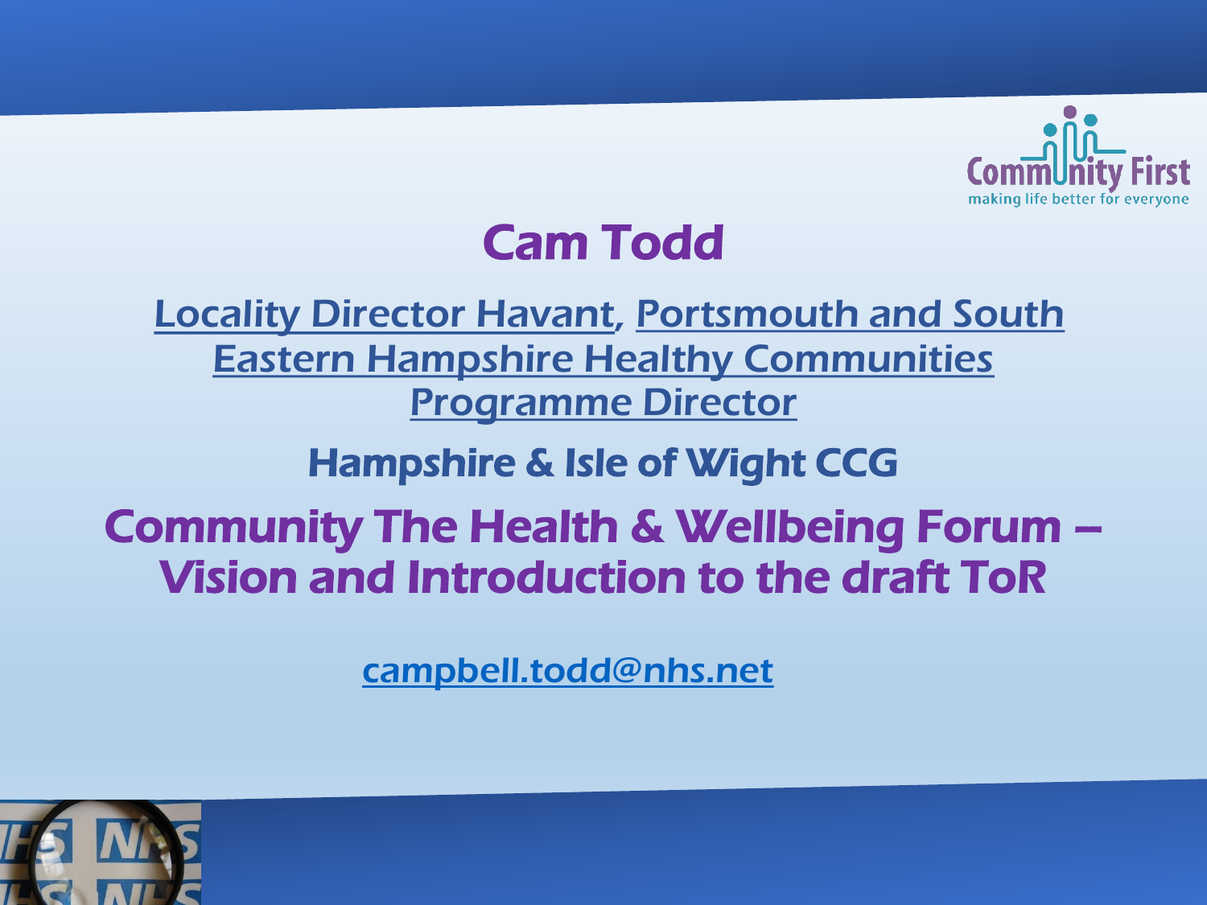Community First
making life better for everyone

# Cam Todd

Locality Director Havant, Portsmouth and South Eastern Hampshire Healthy Communities Programme Director

**Hampshire & Isle of Wight CCG**

## Community The Health & Wellbeing Forum – Vision and Introduction to the draft ToR

campbell.todd@nhs.net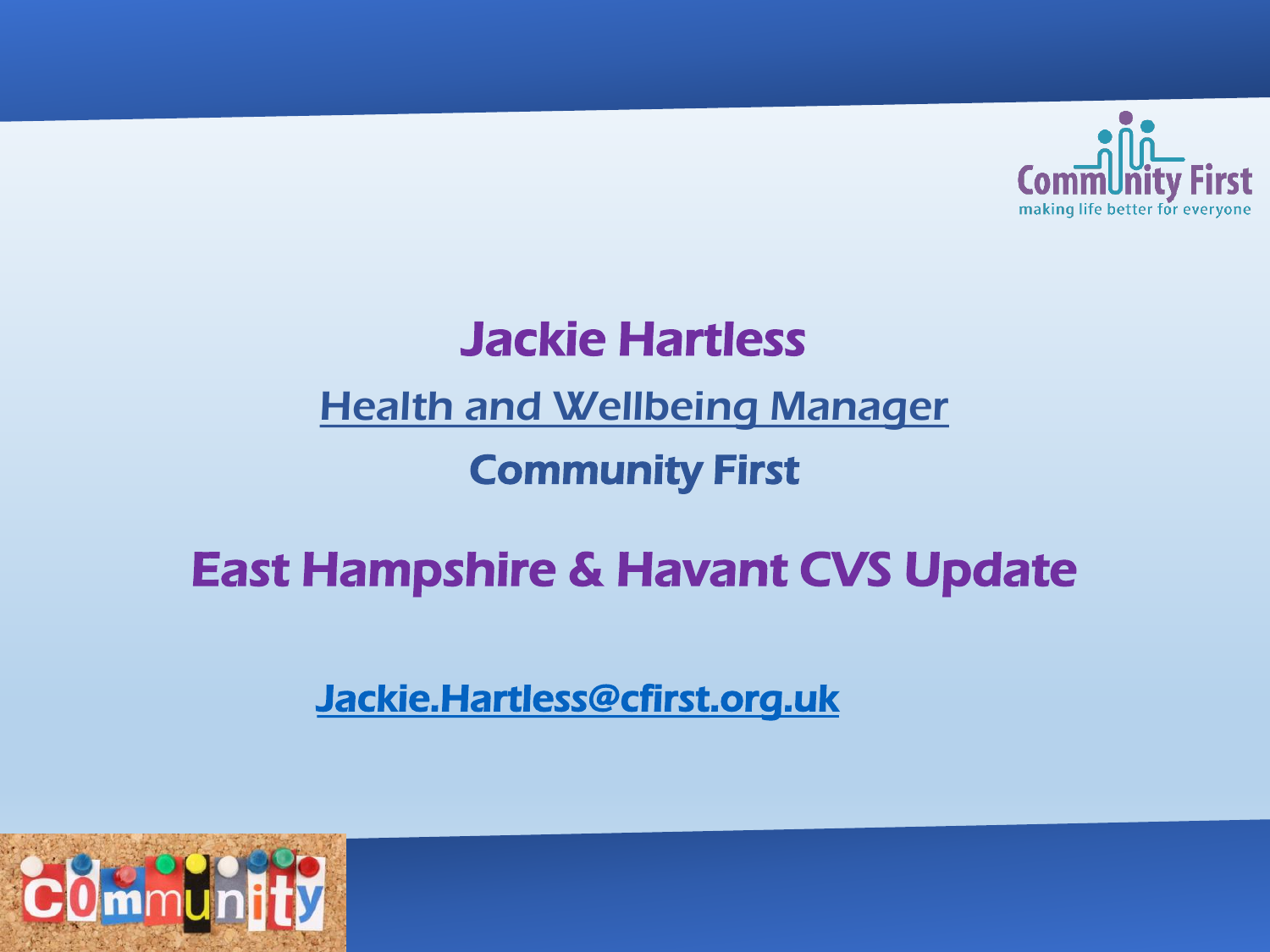# Jackie Hartless

Health and Wellbeing Manager

**Community First**

## East Hampshire & Havant CVS Update

Jackie.Hartless@cfirst.org.uk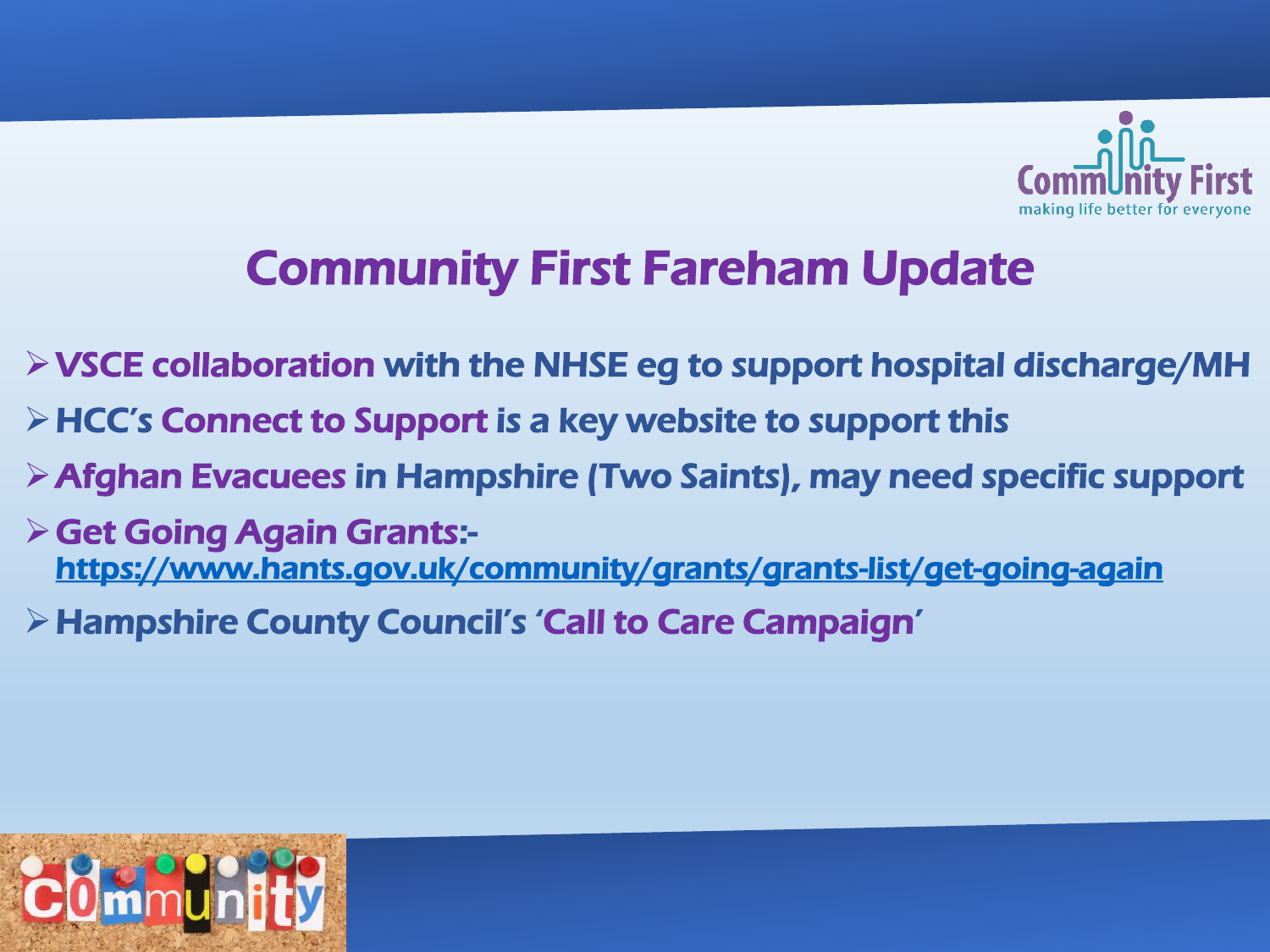# Community First Fareham Update

- VSCE collaboration with the NHSE eg to support hospital discharge/MH
- HCC's Connect to Support is a key website to support this
- Afghan Evacuees in Hampshire (Two Saints), may need specific support
- Get Going Again Grants:- https://www.hants.gov.uk/community/grants/grants-list/get-going-again
- Hampshire County Council's 'Call to Care Campaign'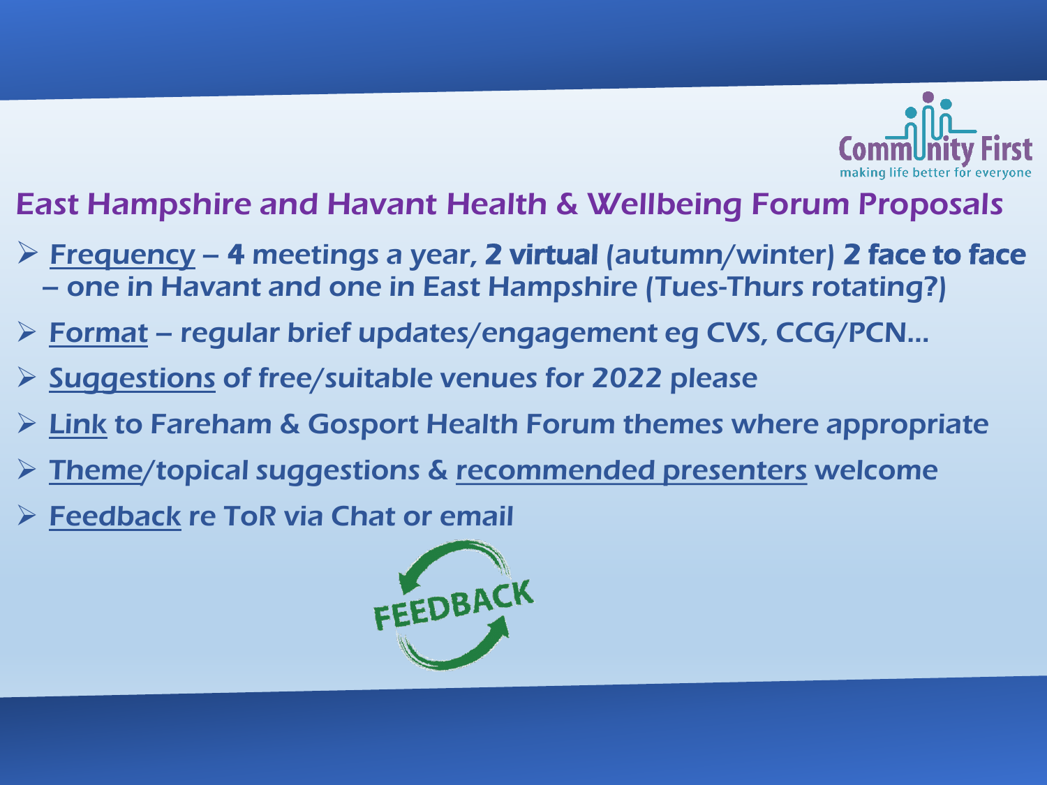## East Hampshire and Havant Health & Wellbeing Forum Proposals

- Frequency – **4** meetings a year, **2 virtual** (autumn/winter) **2 face to face** – one in Havant and one in East Hampshire (Tues-Thurs rotating?)
- Format – regular brief updates/engagement eg CVS, CCG/PCN...
- Suggestions of free/suitable venues for 2022 please
- Link to Fareham & Gosport Health Forum themes where appropriate
- Theme/topical suggestions & recommended presenters welcome
- Feedback re ToR via Chat or email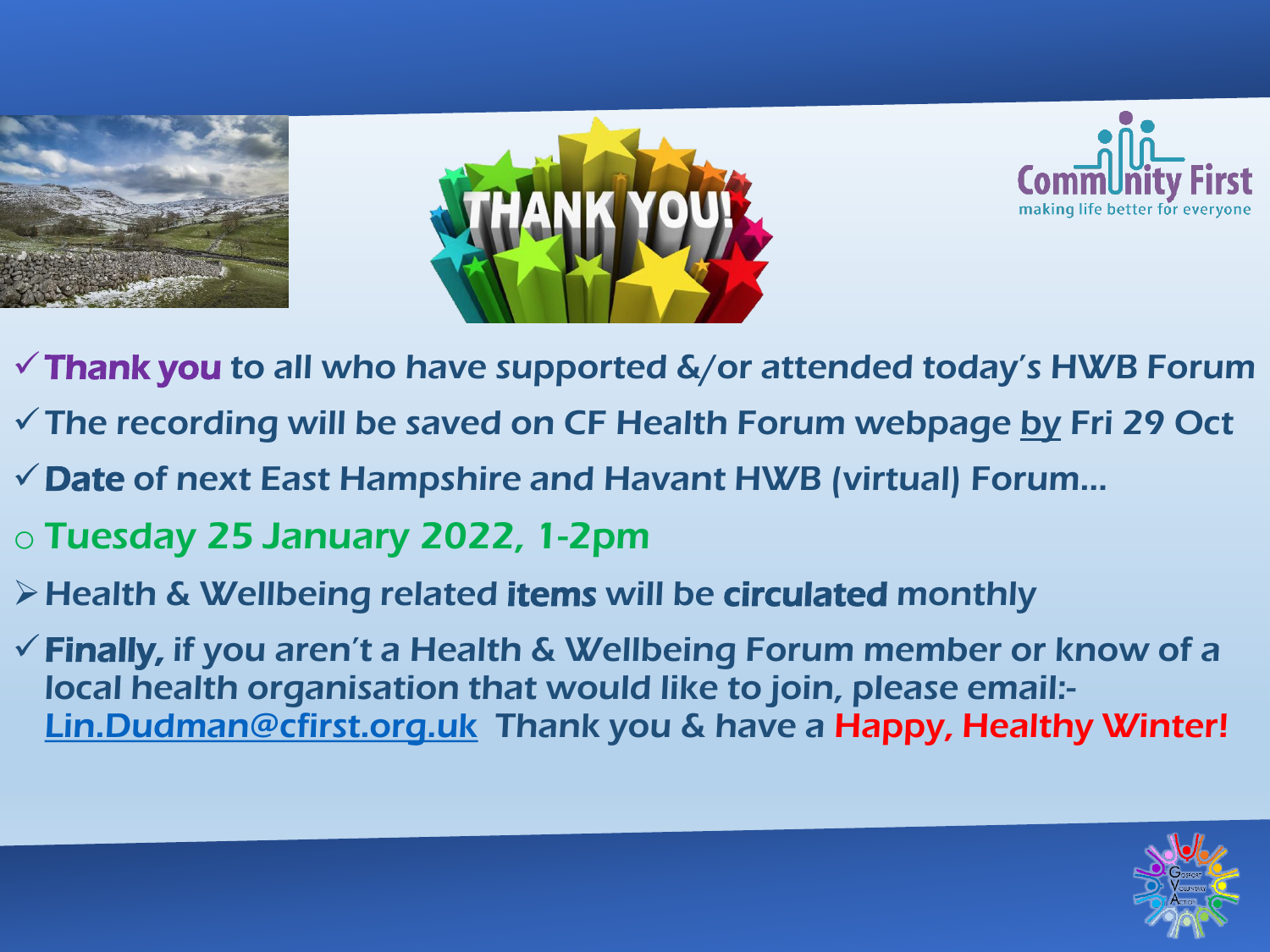- **Thank you** to all who have supported &/or attended today's HWB Forum
- The recording will be saved on CF Health Forum webpage by Fri 29 Oct
- **Date** of next East Hampshire and Havant HWB (virtual) Forum…
  - **Tuesday 25 January 2022, 1-2pm**
- Health & Wellbeing related **items** will be **circulated** monthly
- **Finally,** if you aren't a Health & Wellbeing Forum member or know of a local health organisation that would like to join, please email:- Lin.Dudman@cfirst.org.uk Thank you & have a **Happy, Healthy Winter!**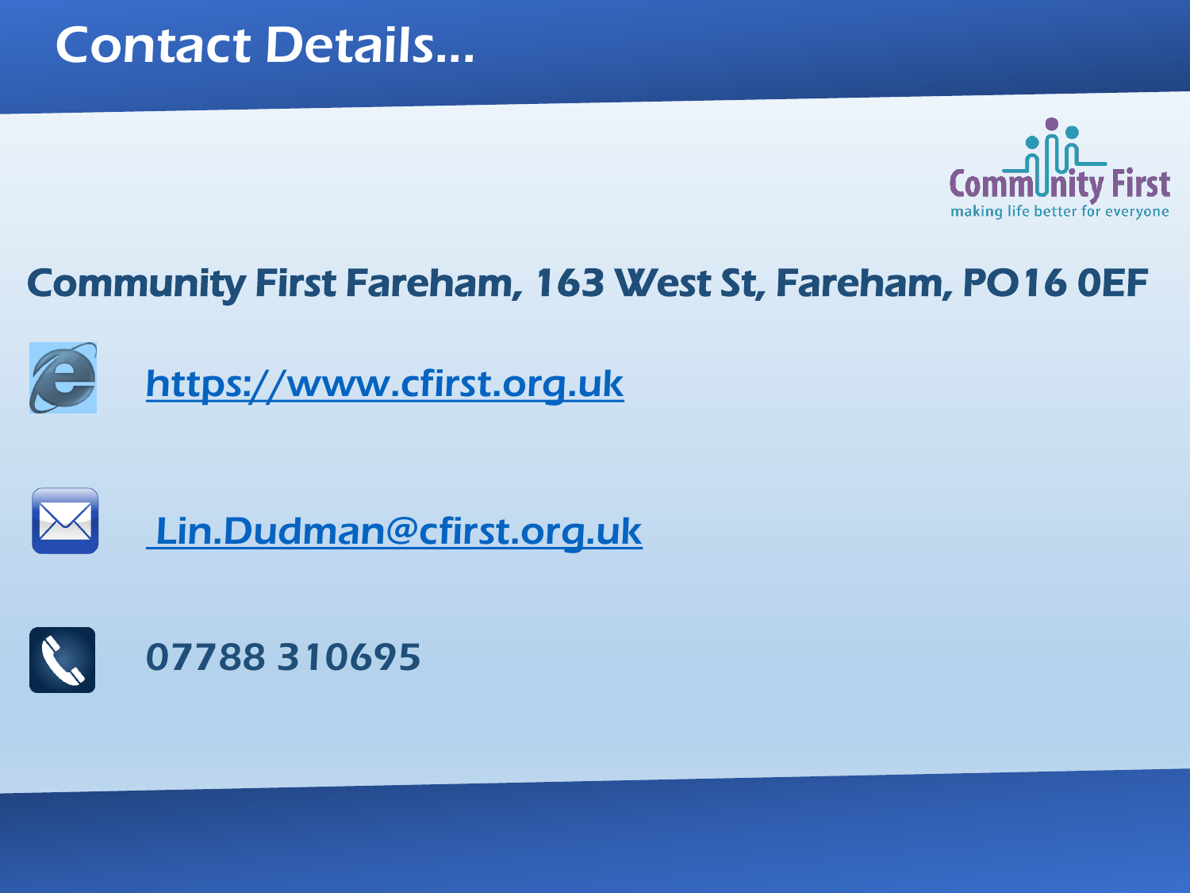# Contact Details…

Community First
making life better for everyone

**Community First Fareham, 163 West St, Fareham, PO16 0EF**

https://www.cfirst.org.uk

Lin.Dudman@cfirst.org.uk

07788 310695